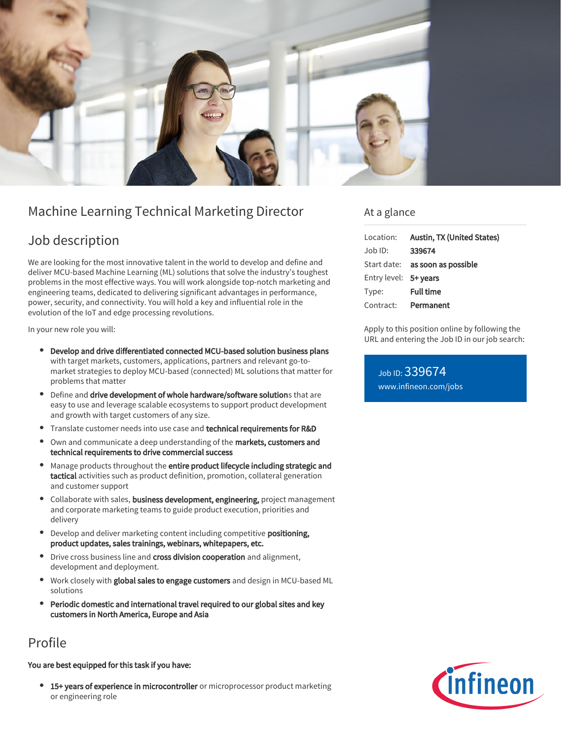# Machine Learning Technical Marketing Director

## Job description

We are looking for the most innovative talent in the world to develop and define and deliver MCU-based Machine Learning (ML) solutions that solve the industry's toughest problems in the most effective ways. You will work alongside top-notch marketing and engineering teams, dedicated to delivering significant advantages in performance, power, security, and connectivity. You will hold a key and influential role in the evolution of the IoT and edge processing revolutions.

In your new role you will:

- **Develop and drive differentiated connected MCU-based solution business plans** with target markets, customers, applications, partners and relevant go-to-market strategies to deploy MCU-based (connected) ML solutions that matter for problems that matter
- Define and **drive development of whole hardware/software solution**s that are easy to use and leverage scalable ecosystems to support product development and growth with target customers of any size.
- Translate customer needs into use case and **technical requirements for R&D**
- Own and communicate a deep understanding of the **markets, customers and technical requirements to drive commercial success**
- Manage products throughout the **entire product lifecycle including strategic and tactical** activities such as product definition, promotion, collateral generation and customer support
- Collaborate with sales, **business development, engineering,** project management and corporate marketing teams to guide product execution, priorities and delivery
- Develop and deliver marketing content including competitive **positioning, product updates, sales trainings, webinars, whitepapers, etc.**
- Drive cross business line and **cross division cooperation** and alignment, development and deployment.
- Work closely with **global sales to engage customers** and design in MCU-based ML solutions
- **Periodic domestic and international travel required to our global sites and key customers in North America, Europe and Asia**

## Profile

**You are best equipped for this task if you have:**

- **15+ years of experience in microcontroller** or microprocessor product marketing or engineering role

## At a glance

| | |
|---|---|
| Location: | **Austin, TX (United States)** |
| Job ID: | **339674** |
| Start date: | **as soon as possible** |
| Entry level: | **5+ years** |
| Type: | **Full time** |
| Contract: | **Permanent** |

Apply to this position online by following the URL and entering the Job ID in our job search:

Job ID: 339674
www.infineon.com/jobs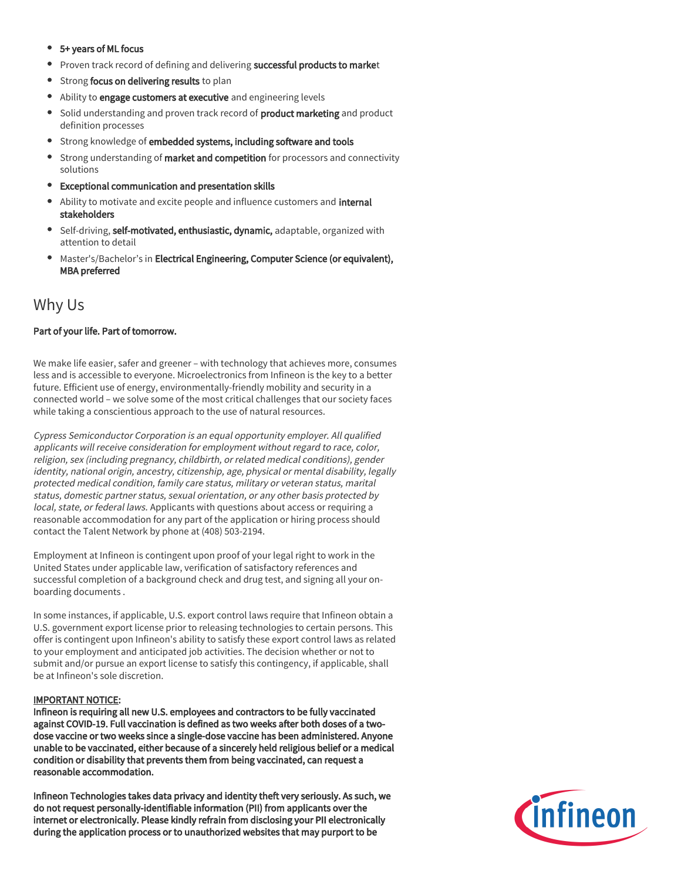- **5+ years of ML focus**
- Proven track record of defining and delivering **successful products to marke**t
- Strong **focus on delivering results** to plan
- Ability to **engage customers at executive** and engineering levels
- Solid understanding and proven track record of **product marketing** and product definition processes
- Strong knowledge of **embedded systems, including software and tools**
- Strong understanding of **market and competition** for processors and connectivity solutions
- **Exceptional communication and presentation skills**
- Ability to motivate and excite people and influence customers and **internal stakeholders**
- Self-driving, **self-motivated, enthusiastic, dynamic,** adaptable, organized with attention to detail
- Master's/Bachelor's in **Electrical Engineering, Computer Science (or equivalent), MBA preferred**

## Why Us

**Part of your life. Part of tomorrow.**

We make life easier, safer and greener – with technology that achieves more, consumes less and is accessible to everyone. Microelectronics from Infineon is the key to a better future. Efficient use of energy, environmentally-friendly mobility and security in a connected world – we solve some of the most critical challenges that our society faces while taking a conscientious approach to the use of natural resources.

*Cypress Semiconductor Corporation is an equal opportunity employer. All qualified applicants will receive consideration for employment without regard to race, color, religion, sex (including pregnancy, childbirth, or related medical conditions), gender identity, national origin, ancestry, citizenship, age, physical or mental disability, legally protected medical condition, family care status, military or veteran status, marital status, domestic partner status, sexual orientation, or any other basis protected by local, state, or federal laws.* Applicants with questions about access or requiring a reasonable accommodation for any part of the application or hiring process should contact the Talent Network by phone at (408) 503-2194.

Employment at Infineon is contingent upon proof of your legal right to work in the United States under applicable law, verification of satisfactory references and successful completion of a background check and drug test, and signing all your on-boarding documents .

In some instances, if applicable, U.S. export control laws require that Infineon obtain a U.S. government export license prior to releasing technologies to certain persons. This offer is contingent upon Infineon's ability to satisfy these export control laws as related to your employment and anticipated job activities. The decision whether or not to submit and/or pursue an export license to satisfy this contingency, if applicable, shall be at Infineon's sole discretion.

IMPORTANT NOTICE:
**Infineon is requiring all new U.S. employees and contractors to be fully vaccinated against COVID-19. Full vaccination is defined as two weeks after both doses of a two-dose vaccine or two weeks since a single-dose vaccine has been administered. Anyone unable to be vaccinated, either because of a sincerely held religious belief or a medical condition or disability that prevents them from being vaccinated, can request a reasonable accommodation.**

**Infineon Technologies takes data privacy and identity theft very seriously. As such, we do not request personally-identifiable information (PII) from applicants over the internet or electronically. Please kindly refrain from disclosing your PII electronically during the application process or to unauthorized websites that may purport to be**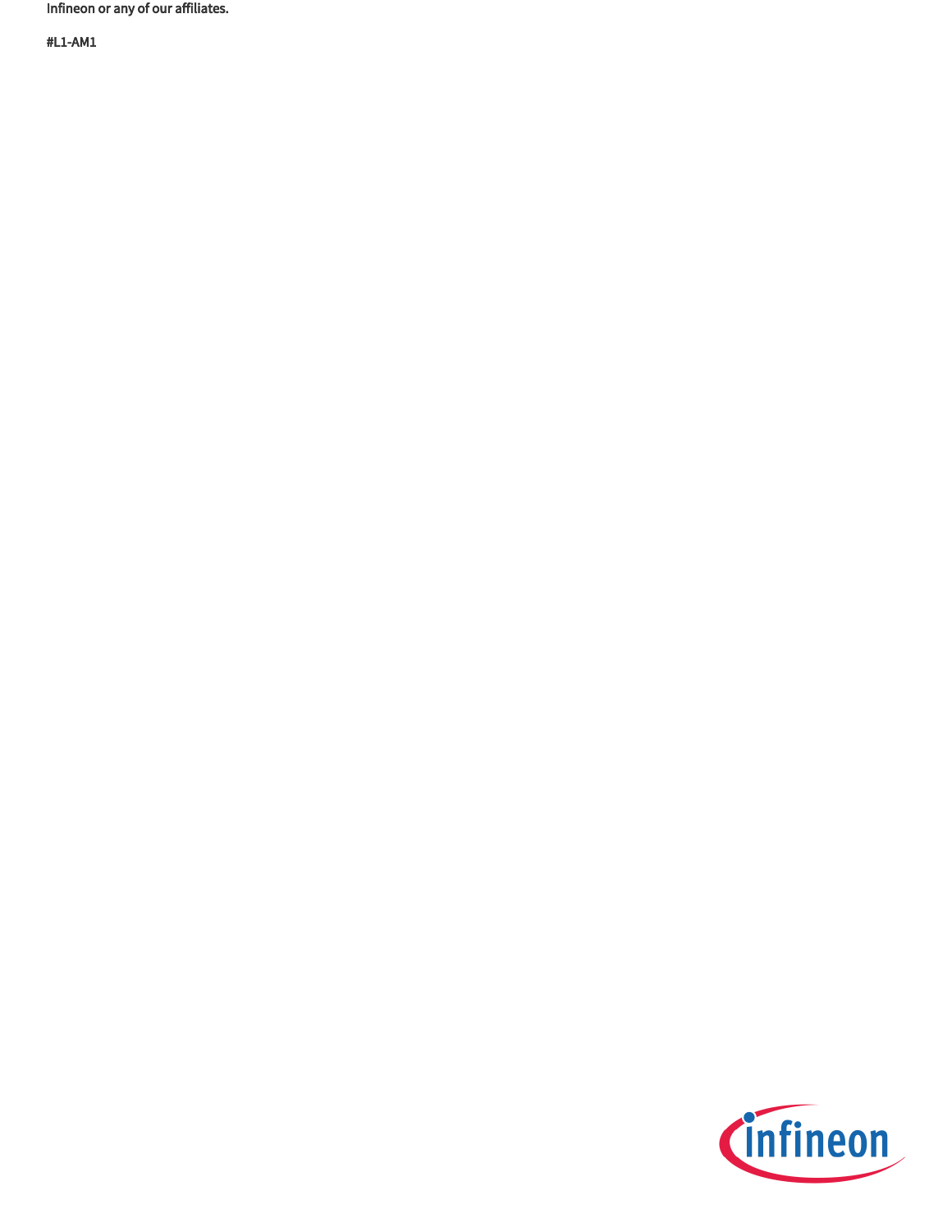Infineon or any of our affiliates.

#L1-AM1